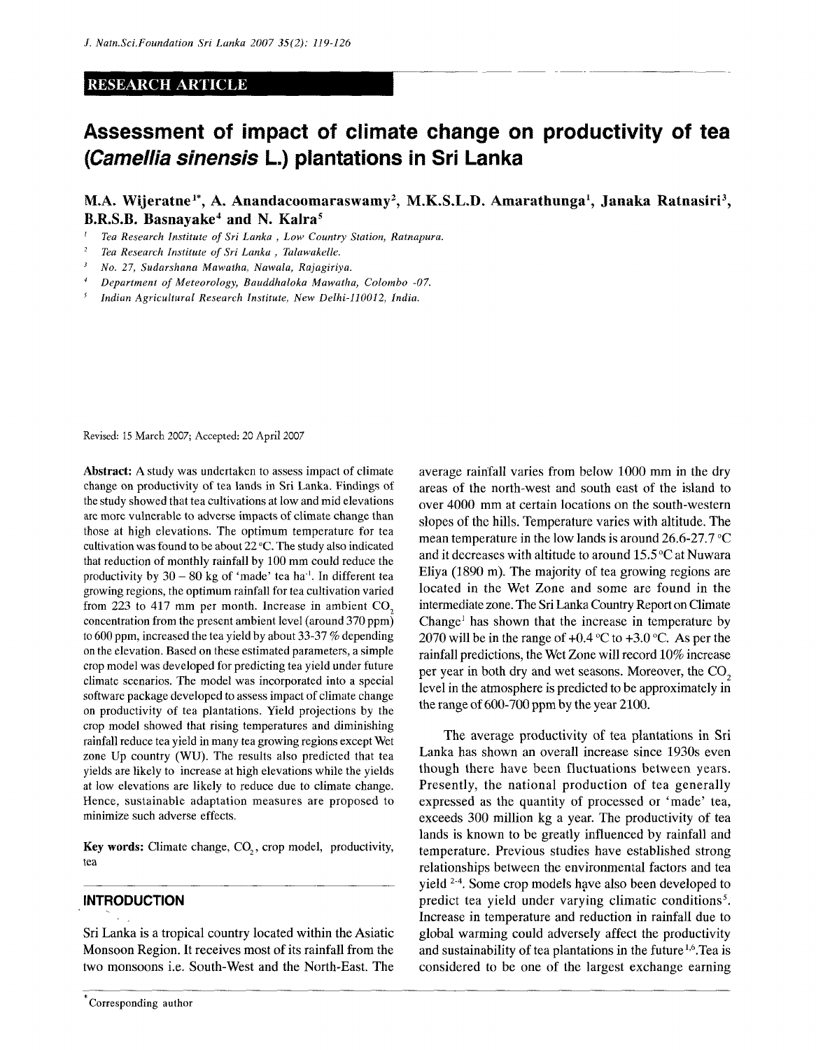RESEARCH ARTICLE

# Assessment of impact of climate change on productivity of tea (*Camellia sinensis* L.) plantations in Sri Lanka

**M.A. Wijeratne[1*], A. Anandacoomaraswamy[2], M.K.S.L.D. Amarathunga[1], Janaka Ratnasiri[3], B.R.S.B. Basnayake[4] and N. Kalra[5]**

[1] *Tea Research Institute of Sri Lanka, Low Country Station, Ratnapura.*
[2] *Tea Research Institute of Sri Lanka, Talawakelle.*
[3] *No. 27, Sudarshana Mawatha, Nawala, Rajagiriya.*
[4] *Department of Meteorology, Bauddhaloka Mawatha, Colombo -07.*
[5] *Indian Agricultural Research Institute, New Delhi-110012, India.*

Revised: 15 March 2007; Accepted: 20 April 2007

**Abstract:** A study was undertaken to assess impact of climate change on productivity of tea lands in Sri Lanka. Findings of the study showed that tea cultivations at low and mid elevations are more vulnerable to adverse impacts of climate change than those at high elevations. The optimum temperature for tea cultivation was found to be about 22 °C. The study also indicated that reduction of monthly rainfall by 100 mm could reduce the productivity by 30 – 80 kg of 'made' tea $ha^{-1}$. In different tea growing regions, the optimum rainfall for tea cultivation varied from 223 to 417 mm per month. Increase in ambient $CO_2$ concentration from the present ambient level (around 370 ppm) to 600 ppm, increased the tea yield by about 33-37 % depending on the elevation. Based on these estimated parameters, a simple crop model was developed for predicting tea yield under future climate scenarios. The model was incorporated into a special software package developed to assess impact of climate change on productivity of tea plantations. Yield projections by the crop model showed that rising temperatures and diminishing rainfall reduce tea yield in many tea growing regions except Wet zone Up country (WU). The results also predicted that tea yields are likely to increase at high elevations while the yields at low elevations are likely to reduce due to climate change. Hence, sustainable adaptation measures are proposed to minimize such adverse effects.

**Key words:** Climate change, $CO_2$, crop model, productivity, tea

## INTRODUCTION

Sri Lanka is a tropical country located within the Asiatic Monsoon Region. It receives most of its rainfall from the two monsoons i.e. South-West and the North-East. The average rainfall varies from below 1000 mm in the dry areas of the north-west and south east of the island to over 4000 mm at certain locations on the south-western slopes of the hills. Temperature varies with altitude. The mean temperature in the low lands is around 26.6-27.7 °C and it decreases with altitude to around 15.5 °C at Nuwara Eliya (1890 m). The majority of tea growing regions are located in the Wet Zone and some are found in the intermediate zone. The Sri Lanka Country Report on Climate Change[1] has shown that the increase in temperature by 2070 will be in the range of +0.4 °C to +3.0 °C. As per the rainfall predictions, the Wet Zone will record 10% increase per year in both dry and wet seasons. Moreover, the $CO_2$ level in the atmosphere is predicted to be approximately in the range of 600-700 ppm by the year 2100.

The average productivity of tea plantations in Sri Lanka has shown an overall increase since 1930s even though there have been fluctuations between years. Presently, the national production of tea generally expressed as the quantity of processed or 'made' tea, exceeds 300 million kg a year. The productivity of tea lands is known to be greatly influenced by rainfall and temperature. Previous studies have established strong relationships between the environmental factors and tea yield [2-4]. Some crop models have also been developed to predict tea yield under varying climatic conditions[5]. Increase in temperature and reduction in rainfall due to global warming could adversely affect the productivity and sustainability of tea plantations in the future[1,6]. Tea is considered to be one of the largest exchange earning

*Corresponding author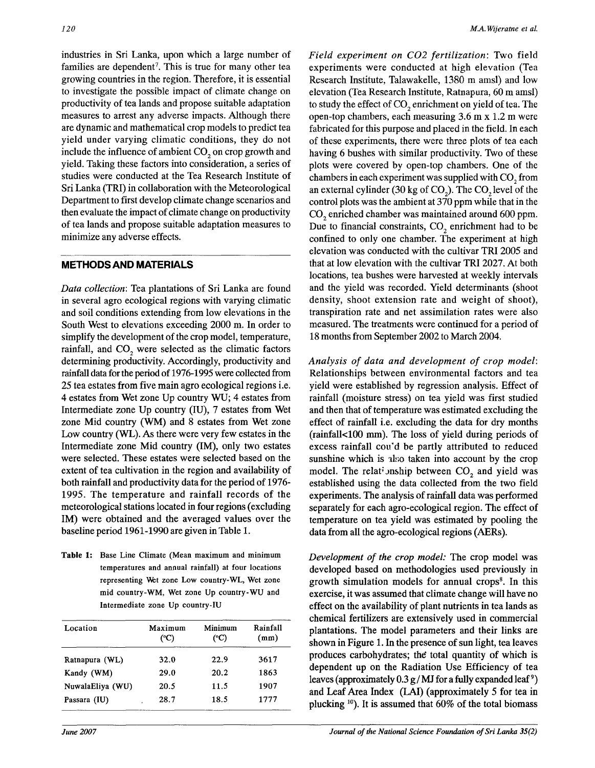industries in Sri Lanka, upon which a large number of families are dependent[7]. This is true for many other tea growing countries in the region. Therefore, it is essential to investigate the possible impact of climate change on productivity of tea lands and propose suitable adaptation measures to arrest any adverse impacts. Although there are dynamic and mathematical crop models to predict tea yield under varying climatic conditions, they do not include the influence of ambient $CO_2$ on crop growth and yield. Taking these factors into consideration, a series of studies were conducted at the Tea Research Institute of Sri Lanka (TRI) in collaboration with the Meteorological Department to first develop climate change scenarios and then evaluate the impact of climate change on productivity of tea lands and propose suitable adaptation measures to minimize any adverse effects.

## METHODS AND MATERIALS

*Data collection*: Tea plantations of Sri Lanka are found in several agro ecological regions with varying climatic and soil conditions extending from low elevations in the South West to elevations exceeding 2000 m. In order to simplify the development of the crop model, temperature, rainfall, and $CO_2$ were selected as the climatic factors determining productivity. Accordingly, productivity and rainfall data for the period of 1976-1995 were collected from 25 tea estates from five main agro ecological regions i.e. 4 estates from Wet zone Up country WU; 4 estates from Intermediate zone Up country (IU), 7 estates from Wet zone Mid country (WM) and 8 estates from Wet zone Low country (WL). As there were very few estates in the Intermediate zone Mid country (IM), only two estates were selected. These estates were selected based on the extent of tea cultivation in the region and availability of both rainfall and productivity data for the period of 1976-1995. The temperature and rainfall records of the meteorological stations located in four regions (excluding IM) were obtained and the averaged values over the baseline period 1961-1990 are given in Table 1.

**Table 1:** Base Line Climate (Mean maximum and minimum temperatures and annual rainfall) at four locations representing Wet zone Low country-WL, Wet zone mid country-WM, Wet zone Up country-WU and Intermediate zone Up country-IU

| Location | Maximum (°C) | Minimum (°C) | Rainfall (mm) |
|---|---|---|---|
| Ratnapura (WL) | 32.0 | 22.9 | 3617 |
| Kandy (WM) | 29.0 | 20.2 | 1863 |
| NuwalaEliya (WU) | 20.5 | 11.5 | 1907 |
| Passara (IU) | 28.7 | 18.5 | 1777 |

*Field experiment on CO2 fertilization*: Two field experiments were conducted at high elevation (Tea Research Institute, Talawakelle, 1380 m amsl) and low elevation (Tea Research Institute, Ratnapura, 60 m amsl) to study the effect of $CO_2$ enrichment on yield of tea. The open-top chambers, each measuring 3.6 m x 1.2 m were fabricated for this purpose and placed in the field. In each of these experiments, there were three plots of tea each having 6 bushes with similar productivity. Two of these plots were covered by open-top chambers. One of the chambers in each experiment was supplied with $CO_2$ from an external cylinder (30 kg of $CO_2$). The $CO_2$ level of the control plots was the ambient at 370 ppm while that in the $CO_2$ enriched chamber was maintained around 600 ppm. Due to financial constraints, $CO_2$ enrichment had to be confined to only one chamber. The experiment at high elevation was conducted with the cultivar TRI 2005 and that at low elevation with the cultivar TRI 2027. At both locations, tea bushes were harvested at weekly intervals and the yield was recorded. Yield determinants (shoot density, shoot extension rate and weight of shoot), transpiration rate and net assimilation rates were also measured. The treatments were continued for a period of 18 months from September 2002 to March 2004.

*Analysis of data and development of crop model*: Relationships between environmental factors and tea yield were established by regression analysis. Effect of rainfall (moisture stress) on tea yield was first studied and then that of temperature was estimated excluding the effect of rainfall i.e. excluding the data for dry months (rainfall<100 mm). The loss of yield during periods of excess rainfall could be partly attributed to reduced sunshine which is also taken into account by the crop model. The relationship between $CO_2$ and yield was established using the data collected from the two field experiments. The analysis of rainfall data was performed separately for each agro-ecological region. The effect of temperature on tea yield was estimated by pooling the data from all the agro-ecological regions (AERs).

*Development of the crop model:* The crop model was developed based on methodologies used previously in growth simulation models for annual crops[8]. In this exercise, it was assumed that climate change will have no effect on the availability of plant nutrients in tea lands as chemical fertilizers are extensively used in commercial plantations. The model parameters and their links are shown in Figure 1. In the presence of sun light, tea leaves produces carbohydrates; the total quantity of which is dependent up on the Radiation Use Efficiency of tea leaves (approximately 0.3 g / MJ for a fully expanded leaf[9]) and Leaf Area Index (LAI) (approximately 5 for tea in plucking[10]). It is assumed that 60% of the total biomass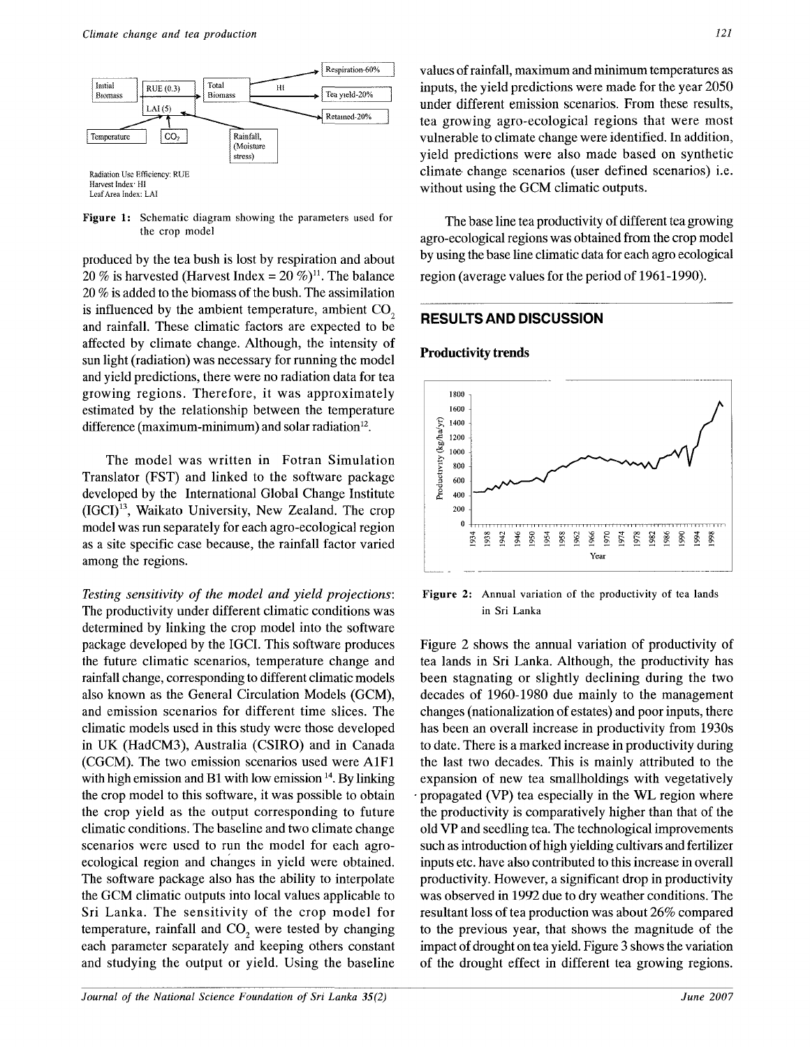Radiation Use Efficiency: RUE
Harvest Index: HI
Leaf Area Index: LAI

**Figure 1:** Schematic diagram showing the parameters used for the crop model

produced by the tea bush is lost by respiration and about 20 % is harvested (Harvest Index = 20 %)[11]. The balance 20 % is added to the biomass of the bush. The assimilation is influenced by the ambient temperature, ambient $CO_2$ and rainfall. These climatic factors are expected to be affected by climate change. Although, the intensity of sun light (radiation) was necessary for running the model and yield predictions, there were no radiation data for tea growing regions. Therefore, it was approximately estimated by the relationship between the temperature difference (maximum-minimum) and solar radiation[12].

The model was written in Fotran Simulation Translator (FST) and linked to the software package developed by the International Global Change Institute (IGCI)[13], Waikato University, New Zealand. The crop model was run separately for each agro-ecological region as a site specific case because, the rainfall factor varied among the regions.

*Testing sensitivity of the model and yield projections*: The productivity under different climatic conditions was determined by linking the crop model into the software package developed by the IGCI. This software produces the future climatic scenarios, temperature change and rainfall change, corresponding to different climatic models also known as the General Circulation Models (GCM), and emission scenarios for different time slices. The climatic models used in this study were those developed in UK (HadCM3), Australia (CSIRO) and in Canada (CGCM). The two emission scenarios used were A1F1 with high emission and B1 with low emission [14]. By linking the crop model to this software, it was possible to obtain the crop yield as the output corresponding to future climatic conditions. The baseline and two climate change scenarios were used to run the model for each agro-ecological region and changes in yield were obtained. The software package also has the ability to interpolate the GCM climatic outputs into local values applicable to Sri Lanka. The sensitivity of the crop model for temperature, rainfall and $CO_2$ were tested by changing each parameter separately and keeping others constant and studying the output or yield. Using the baseline values of rainfall, maximum and minimum temperatures as inputs, the yield predictions were made for the year 2050 under different emission scenarios. From these results, tea growing agro-ecological regions that were most vulnerable to climate change were identified. In addition, yield predictions were also made based on synthetic climate change scenarios (user defined scenarios) i.e. without using the GCM climatic outputs.

The base line tea productivity of different tea growing agro-ecological regions was obtained from the crop model by using the base line climatic data for each agro ecological region (average values for the period of 1961-1990).

## RESULTS AND DISCUSSION

### Productivity trends

**Figure 2:** Annual variation of the productivity of tea lands in Sri Lanka

Figure 2 shows the annual variation of productivity of tea lands in Sri Lanka. Although, the productivity has been stagnating or slightly declining during the two decades of 1960-1980 due mainly to the management changes (nationalization of estates) and poor inputs, there has been an overall increase in productivity from 1930s to date. There is a marked increase in productivity during the last two decades. This is mainly attributed to the expansion of new tea smallholdings with vegetatively propagated (VP) tea especially in the WL region where the productivity is comparatively higher than that of the old VP and seedling tea. The technological improvements such as introduction of high yielding cultivars and fertilizer inputs etc. have also contributed to this increase in overall productivity. However, a significant drop in productivity was observed in 1992 due to dry weather conditions. The resultant loss of tea production was about 26% compared to the previous year, that shows the magnitude of the impact of drought on tea yield. Figure 3 shows the variation of the drought effect in different tea growing regions.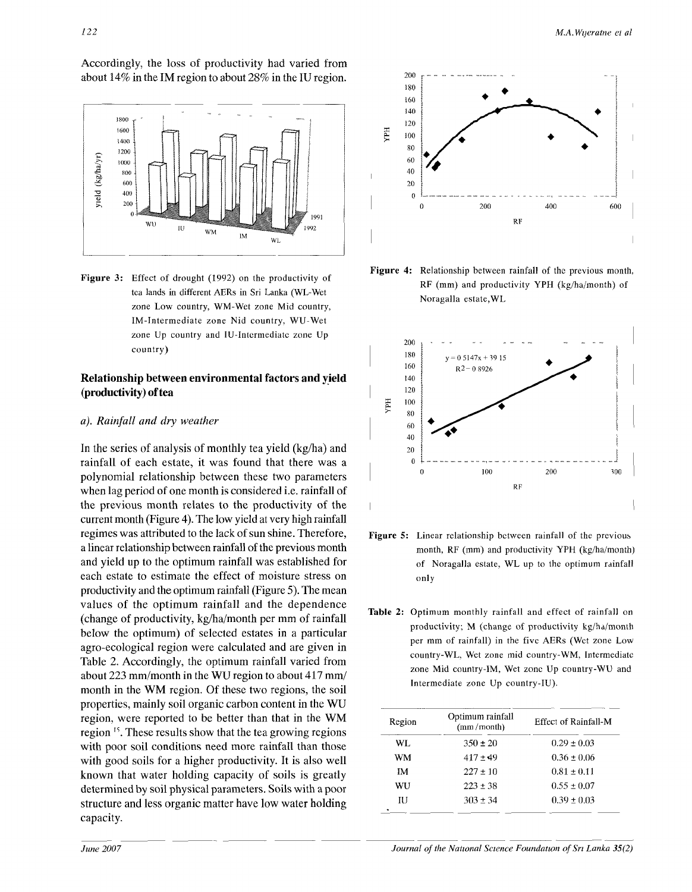Accordingly, the loss of productivity had varied from about 14% in the IM region to about 28% in the IU region.

Figure 3: Effect of drought (1992) on the productivity of tea lands in different AERs in Sri Lanka (WL-Wet zone Low country, WM-Wet zone Mid country, IM-Intermediate zone Nid country, WU-Wet zone Up country and IU-Intermediate zone Up country)

### Relationship between environmental factors and yield (productivity) of tea

#### *a). Rainfall and dry weather*

In the series of analysis of monthly tea yield (kg/ha) and rainfall of each estate, it was found that there was a polynomial relationship between these two parameters when lag period of one month is considered i.e. rainfall of the previous month relates to the productivity of the current month (Figure 4). The low yield at very high rainfall regimes was attributed to the lack of sun shine. Therefore, a linear relationship between rainfall of the previous month and yield up to the optimum rainfall was established for each estate to estimate the effect of moisture stress on productivity and the optimum rainfall (Figure 5). The mean values of the optimum rainfall and the dependence (change of productivity, kg/ha/month per mm of rainfall below the optimum) of selected estates in a particular agro-ecological region were calculated and are given in Table 2. Accordingly, the optimum rainfall varied from about 223 mm/month in the WU region to about 417 mm/month in the WM region. Of these two regions, the soil properties, mainly soil organic carbon content in the WU region, were reported to be better than that in the WM region [15]. These results show that the tea growing regions with poor soil conditions need more rainfall than those with good soils for a higher productivity. It is also well known that water holding capacity of soils is greatly determined by soil physical parameters. Soils with a poor structure and less organic matter have low water holding capacity.

Figure 4: Relationship between rainfall of the previous month, RF (mm) and productivity YPH (kg/ha/month) of Noragalla estate, WL

Figure 5: Linear relationship between rainfall of the previous month, RF (mm) and productivity YPH (kg/ha/month) of Noragalla estate, WL up to the optimum rainfall only

Table 2: Optimum monthly rainfall and effect of rainfall on productivity; M (change of productivity kg/ha/month per mm of rainfall) in the five AERs (Wet zone Low country-WL, Wet zone mid country-WM, Intermediate zone Mid country-IM, Wet zone Up country-WU and Intermediate zone Up country-IU).

| Region | Optimum rainfall (mm /month) | Effect of Rainfall-M |
|---|---|---|
| WL | 350 ± 20 | 0.29 ± 0.03 |
| WM | 417 ± 49 | 0.36 ± 0.06 |
| IM | 227 ± 10 | 0.81 ± 0.11 |
| WU | 223 ± 38 | 0.55 ± 0.07 |
| IU | 303 ± 34 | 0.39 ± 0.03 |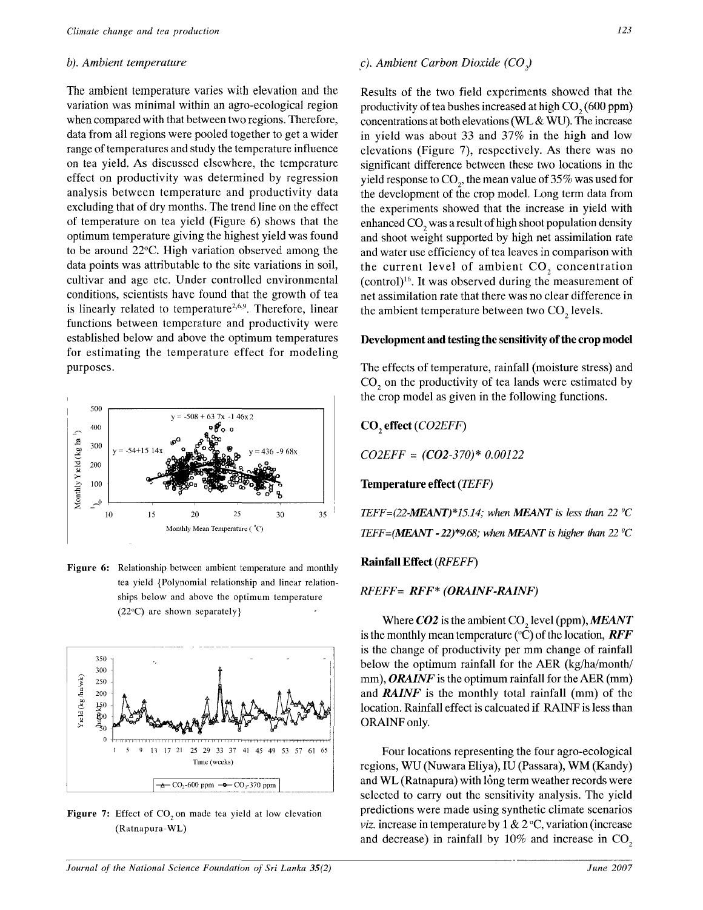### b). Ambient temperature

The ambient temperature varies with elevation and the variation was minimal within an agro-ecological region when compared with that between two regions. Therefore, data from all regions were pooled together to get a wider range of temperatures and study the temperature influence on tea yield. As discussed elsewhere, the temperature effect on productivity was determined by regression analysis between temperature and productivity data excluding that of dry months. The trend line on the effect of temperature on tea yield (Figure 6) shows that the optimum temperature giving the highest yield was found to be around 22°C. High variation observed among the data points was attributable to the site variations in soil, cultivar and age etc. Under controlled environmental conditions, scientists have found that the growth of tea is linearly related to temperature[2,6,9]. Therefore, linear functions between temperature and productivity were established below and above the optimum temperatures for estimating the temperature effect for modeling purposes.

**Figure 6:** Relationship between ambient temperature and monthly tea yield {Polynomial relationship and linear relationships below and above the optimum temperature (22°C) are shown separately}

**Figure 7:** Effect of $CO_2$ on made tea yield at low elevation (Ratnapura-WL)

### c). Ambient Carbon Dioxide ($CO_2$)

Results of the two field experiments showed that the productivity of tea bushes increased at high $CO_2$ (600 ppm) concentrations at both elevations (WL & WU). The increase in yield was about 33 and 37% in the high and low elevations (Figure 7), respectively. As there was no significant difference between these two locations in the yield response to $CO_2$, the mean value of 35% was used for the development of the crop model. Long term data from the experiments showed that the increase in yield with enhanced $CO_2$ was a result of high shoot population density and shoot weight supported by high net assimilation rate and water use efficiency of tea leaves in comparison with the current level of ambient $CO_2$ concentration (control)[16]. It was observed during the measurement of net assimilation rate that there was no clear difference in the ambient temperature between two $CO_2$ levels.

### Development and testing the sensitivity of the crop model

The effects of temperature, rainfall (moisture stress) and $CO_2$ on the productivity of tea lands were estimated by the crop model as given in the following functions.

**$CO_2$ effect** (*CO2EFF*)

*CO2EFF* = ***(CO2-370)\* 0.00122***

**Temperature effect** (*TEFF*)

*TEFF=(22-**MEANT**)\*15.14; when **MEANT** is less than 22 °C*

*TEFF=(**MEANT** - 22)\*9.68; when **MEANT** is higher than 22 °C*

**Rainfall Effect** (*RFEFF*)

*RFEFF=* ***RFF\* (ORAINF-RAINF)***

Where ***CO2*** is the ambient $CO_2$ level (ppm), ***MEANT*** is the monthly mean temperature (°C) of the location, ***RFF*** is the change of productivity per mm change of rainfall below the optimum rainfall for the AER (kg/ha/month/mm), ***ORAINF*** is the optimum rainfall for the AER (mm) and ***RAINF*** is the monthly total rainfall (mm) of the location. Rainfall effect is calcuated if RAINF is less than ORAINF only.

Four locations representing the four agro-ecological regions, WU (Nuwara Eliya), IU (Passara), WM (Kandy) and WL (Ratnapura) with long term weather records were selected to carry out the sensitivity analysis. The yield predictions were made using synthetic climate scenarios *viz.* increase in temperature by 1 & 2 °C, variation (increase and decrease) in rainfall by 10% and increase in $CO_2$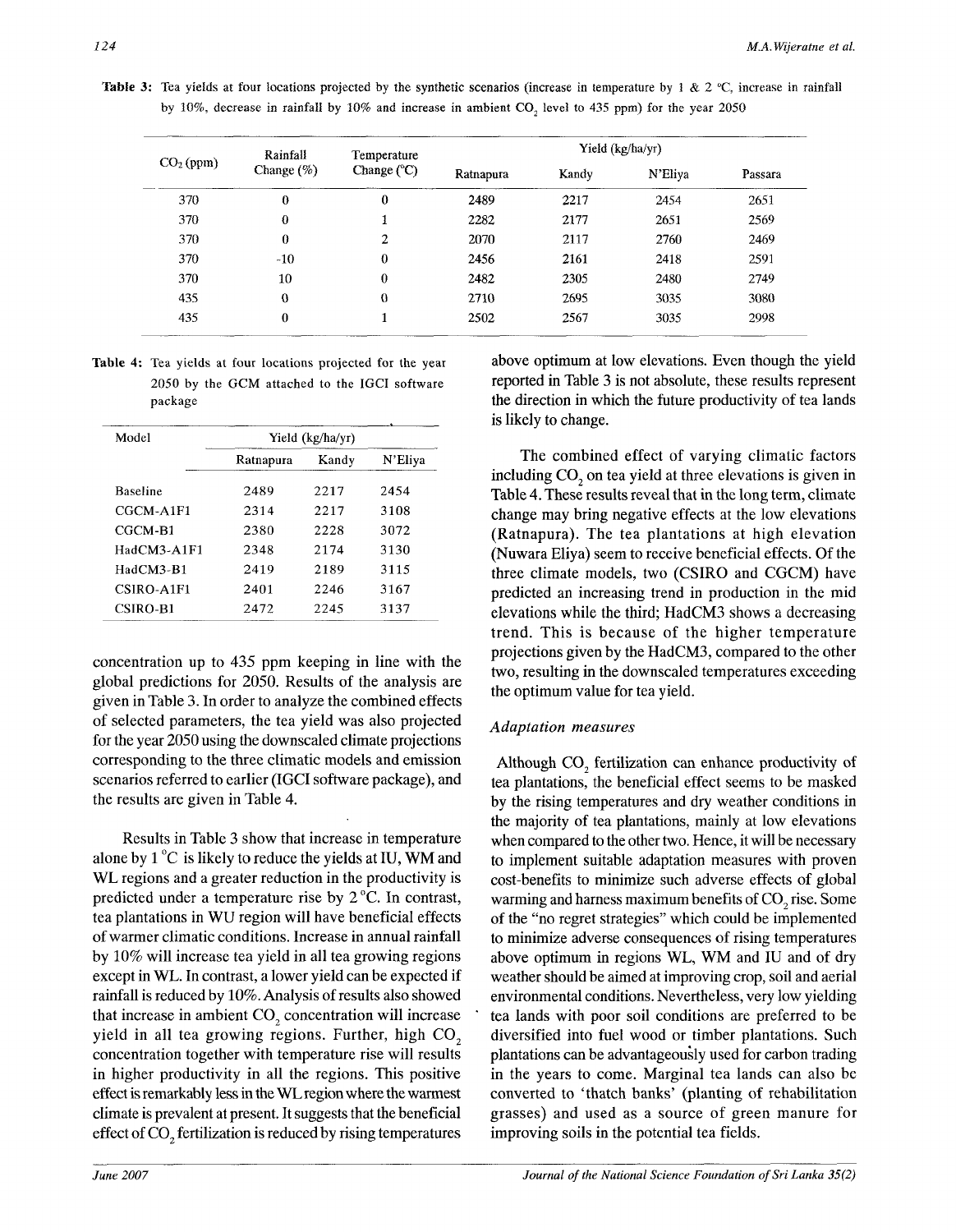**Table 3:** Tea yields at four locations projected by the synthetic scenarios (increase in temperature by 1 & 2 °C, increase in rainfall by 10%, decrease in rainfall by 10% and increase in ambient $CO_2$ level to 435 ppm) for the year 2050

| $CO_2$ (ppm) | Rainfall Change (%) | Temperature Change (°C) | Yield (kg/ha/yr) | | | |
|---|---|---|---|---|---|---|
| | | | Ratnapura | Kandy | N'Eliya | Passara |
| 370 | 0 | 0 | 2489 | 2217 | 2454 | 2651 |
| 370 | 0 | 1 | 2282 | 2177 | 2651 | 2569 |
| 370 | 0 | 2 | 2070 | 2117 | 2760 | 2469 |
| 370 | -10 | 0 | 2456 | 2161 | 2418 | 2591 |
| 370 | 10 | 0 | 2482 | 2305 | 2480 | 2749 |
| 435 | 0 | 0 | 2710 | 2695 | 3035 | 3080 |
| 435 | 0 | 1 | 2502 | 2567 | 3035 | 2998 |

**Table 4:** Tea yields at four locations projected for the year 2050 by the GCM attached to the IGCI software package

| Model | Yield (kg/ha/yr) | | |
|---|---|---|---|
| | Ratnapura | Kandy | N'Eliya |
| Baseline | 2489 | 2217 | 2454 |
| CGCM-A1F1 | 2314 | 2217 | 3108 |
| CGCM-B1 | 2380 | 2228 | 3072 |
| HadCM3-A1F1 | 2348 | 2174 | 3130 |
| HadCM3-B1 | 2419 | 2189 | 3115 |
| CSIRO-A1F1 | 2401 | 2246 | 3167 |
| CSIRO-B1 | 2472 | 2245 | 3137 |

concentration up to 435 ppm keeping in line with the global predictions for 2050. Results of the analysis are given in Table 3. In order to analyze the combined effects of selected parameters, the tea yield was also projected for the year 2050 using the downscaled climate projections corresponding to the three climatic models and emission scenarios referred to earlier (IGCI software package), and the results are given in Table 4.

Results in Table 3 show that increase in temperature alone by 1 °C is likely to reduce the yields at IU, WM and WL regions and a greater reduction in the productivity is predicted under a temperature rise by 2 °C. In contrast, tea plantations in WU region will have beneficial effects of warmer climatic conditions. Increase in annual rainfall by 10% will increase tea yield in all tea growing regions except in WL. In contrast, a lower yield can be expected if rainfall is reduced by 10%. Analysis of results also showed that increase in ambient $CO_2$ concentration will increase yield in all tea growing regions. Further, high $CO_2$ concentration together with temperature rise will results in higher productivity in all the regions. This positive effect is remarkably less in the WL region where the warmest climate is prevalent at present. It suggests that the beneficial effect of $CO_2$ fertilization is reduced by rising temperatures above optimum at low elevations. Even though the yield reported in Table 3 is not absolute, these results represent the direction in which the future productivity of tea lands is likely to change.

The combined effect of varying climatic factors including $CO_2$ on tea yield at three elevations is given in Table 4. These results reveal that in the long term, climate change may bring negative effects at the low elevations (Ratnapura). The tea plantations at high elevation (Nuwara Eliya) seem to receive beneficial effects. Of the three climate models, two (CSIRO and CGCM) have predicted an increasing trend in production in the mid elevations while the third; HadCM3 shows a decreasing trend. This is because of the higher temperature projections given by the HadCM3, compared to the other two, resulting in the downscaled temperatures exceeding the optimum value for tea yield.

### *Adaptation measures*

Although $CO_2$ fertilization can enhance productivity of tea plantations, the beneficial effect seems to be masked by the rising temperatures and dry weather conditions in the majority of tea plantations, mainly at low elevations when compared to the other two. Hence, it will be necessary to implement suitable adaptation measures with proven cost-benefits to minimize such adverse effects of global warming and harness maximum benefits of $CO_2$ rise. Some of the "no regret strategies" which could be implemented to minimize adverse consequences of rising temperatures above optimum in regions WL, WM and IU and of dry weather should be aimed at improving crop, soil and aerial environmental conditions. Nevertheless, very low yielding tea lands with poor soil conditions are preferred to be diversified into fuel wood or timber plantations. Such plantations can be advantageously used for carbon trading in the years to come. Marginal tea lands can also be converted to 'thatch banks' (planting of rehabilitation grasses) and used as a source of green manure for improving soils in the potential tea fields.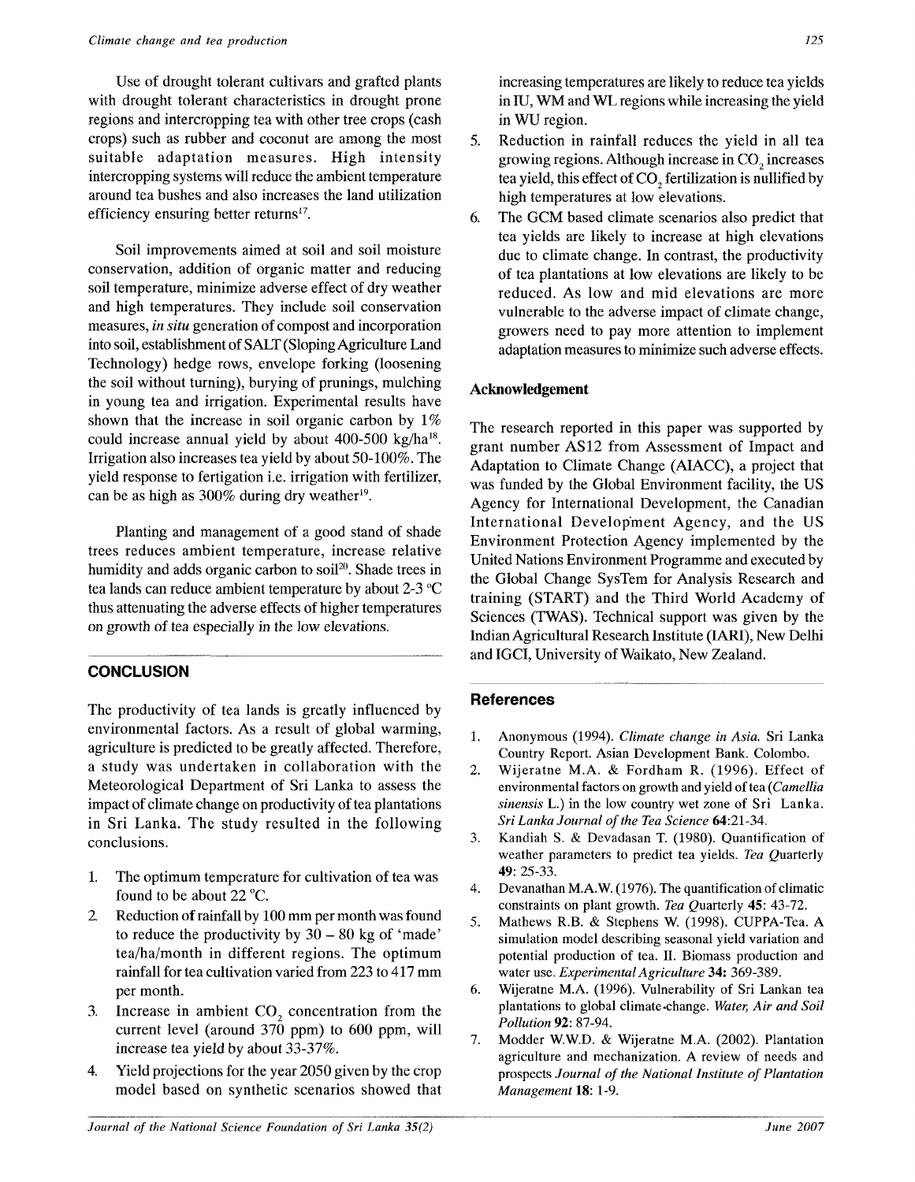Use of drought tolerant cultivars and grafted plants with drought tolerant characteristics in drought prone regions and intercropping tea with other tree crops (cash crops) such as rubber and coconut are among the most suitable adaptation measures. High intensity intercropping systems will reduce the ambient temperature around tea bushes and also increases the land utilization efficiency ensuring better returns[17].

Soil improvements aimed at soil and soil moisture conservation, addition of organic matter and reducing soil temperature, minimize adverse effect of dry weather and high temperatures. They include soil conservation measures, *in situ* generation of compost and incorporation into soil, establishment of SALT (Sloping Agriculture Land Technology) hedge rows, envelope forking (loosening the soil without turning), burying of prunings, mulching in young tea and irrigation. Experimental results have shown that the increase in soil organic carbon by 1% could increase annual yield by about 400-500 kg/ha[18]. Irrigation also increases tea yield by about 50-100%. The yield response to fertigation i.e. irrigation with fertilizer, can be as high as 300% during dry weather[19].

Planting and management of a good stand of shade trees reduces ambient temperature, increase relative humidity and adds organic carbon to soil[20]. Shade trees in tea lands can reduce ambient temperature by about 2-3 °C thus attenuating the adverse effects of higher temperatures on growth of tea especially in the low elevations.

## CONCLUSION

The productivity of tea lands is greatly influenced by environmental factors. As a result of global warming, agriculture is predicted to be greatly affected. Therefore, a study was undertaken in collaboration with the Meteorological Department of Sri Lanka to assess the impact of climate change on productivity of tea plantations in Sri Lanka. The study resulted in the following conclusions.

1. The optimum temperature for cultivation of tea was found to be about 22 °C.
2. Reduction of rainfall by 100 mm per month was found to reduce the productivity by 30 – 80 kg of 'made' tea/ha/month in different regions. The optimum rainfall for tea cultivation varied from 223 to 417 mm per month.
3. Increase in ambient $CO_2$ concentration from the current level (around 370 ppm) to 600 ppm, will increase tea yield by about 33-37%.
4. Yield projections for the year 2050 given by the crop model based on synthetic scenarios showed that increasing temperatures are likely to reduce tea yields in IU, WM and WL regions while increasing the yield in WU region.
5. Reduction in rainfall reduces the yield in all tea growing regions. Although increase in $CO_2$ increases tea yield, this effect of $CO_2$ fertilization is nullified by high temperatures at low elevations.
6. The GCM based climate scenarios also predict that tea yields are likely to increase at high elevations due to climate change. In contrast, the productivity of tea plantations at low elevations are likely to be reduced. As low and mid elevations are more vulnerable to the adverse impact of climate change, growers need to pay more attention to implement adaptation measures to minimize such adverse effects.

### Acknowledgement

The research reported in this paper was supported by grant number AS12 from Assessment of Impact and Adaptation to Climate Change (AIACC), a project that was funded by the Global Environment facility, the US Agency for International Development, the Canadian International Development Agency, and the US Environment Protection Agency implemented by the United Nations Environment Programme and executed by the Global Change SysTem for Analysis Research and training (START) and the Third World Academy of Sciences (TWAS). Technical support was given by the Indian Agricultural Research Institute (IARI), New Delhi and IGCI, University of Waikato, New Zealand.

## References

1. Anonymous (1994). *Climate change in Asia.* Sri Lanka Country Report. Asian Development Bank. Colombo.
2. Wijeratne M.A. & Fordham R. (1996). Effect of environmental factors on growth and yield of tea (*Camellia sinensis* L.) in the low country wet zone of Sri Lanka. *Sri Lanka Journal of the Tea Science* **64**:21-34.
3. Kandiah S. & Devadasan T. (1980). Quantification of weather parameters to predict tea yields. *Tea Quarterly* **49**: 25-33.
4. Devanathan M.A.W. (1976). The quantification of climatic constraints on plant growth. *Tea Quarterly* **45**: 43-72.
5. Mathews R.B. & Stephens W. (1998). CUPPA-Tea. A simulation model describing seasonal yield variation and potential production of tea. II. Biomass production and water use. *Experimental Agriculture* **34:** 369-389.
6. Wijeratne M.A. (1996). Vulnerability of Sri Lankan tea plantations to global climate-change. *Water, Air and Soil Pollution* **92:** 87-94.
7. Modder W.W.D. & Wijeratne M.A. (2002). Plantation agriculture and mechanization. A review of needs and prospects *Journal of the National Institute of Plantation Management* **18:** 1-9.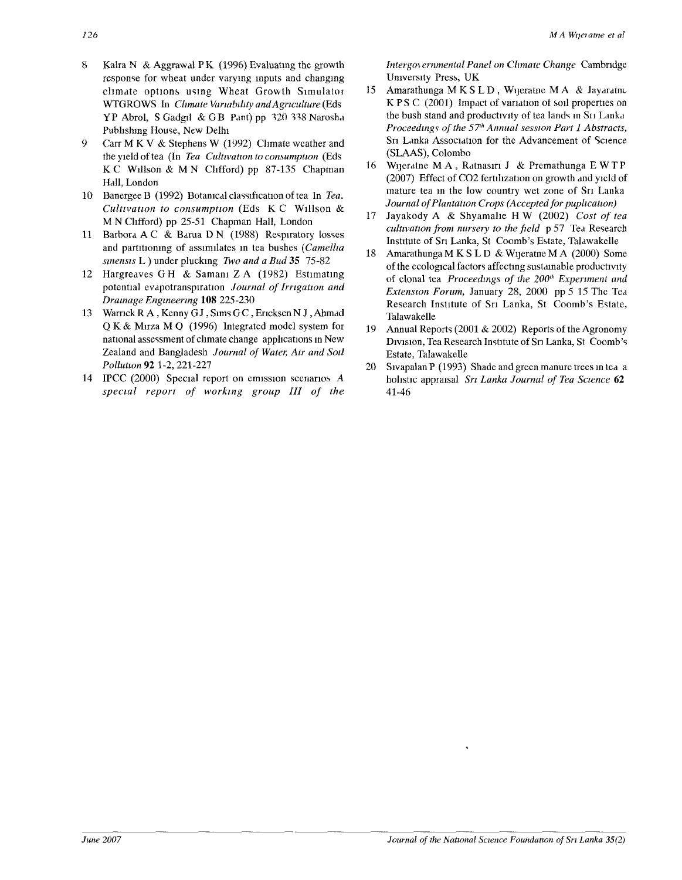8 Kalra N & Aggrawal P K (1996) Evaluating the growth response for wheat under varying inputs and changing climate options using Wheat Growth Simulator WTGROWS In *Climate Variability and Agriculture* (Eds Y P Abrol, S Gadgil & G B Pant) pp 320 338 Narosha Publishing House, New Delhi

9 Carr M K V & Stephens W (1992) Climate weather and the yield of tea (In *Tea Cultivation to consumption* (Eds K C Willson & M N Clifford) pp 87-135 Chapman Hall, London

10 Banergee B (1992) Botanical classification of tea In *Tea. Cultivation to consumption* (Eds K C Willson & M N Clifford) pp 25-51 Chapman Hall, London

11 Barbora A C & Barua D N (1988) Respiratory losses and partitioning of assimilates in tea bushes (*Camellia sinensis* L) under plucking *Two and a Bud* **35** 75-82

12 Hargreaves G H & Samani Z A (1982) Estimating potential evapotranspiration *Journal of Irrigation and Drainage Engineering* **108** 225-230

13 Warrick R A, Kenny G J, Sims G C, Ericksen N J, Ahmad Q K & Mirza M Q (1996) Integrated model system for national assessment of climate change applications in New Zealand and Bangladesh *Journal of Water, Air and Soil Pollution* **92** 1-2, 221-227

14 IPCC (2000) Special report on emission scenarios *A special report of working group III of the Intergovernmental Panel on Climate Change* Cambridge University Press, UK

15 Amarathunga M K S L D, Wijeratne M A & Jayaratne K P S C (2001) Impact of variation of soil properties on the bush stand and productivity of tea lands in Sri Lanka *Proceedings of the 57th Annual session Part 1 Abstracts*, Sri Lanka Association for the Advancement of Science (SLAAS), Colombo

16 Wijeratne M A, Ratnasiri J & Premathunga E W T P (2007) Effect of CO2 fertilization on growth and yield of mature tea in the low country wet zone of Sri Lanka *Journal of Plantation Crops (Accepted for puplication)*

17 Jayakody A & Shyamalie H W (2002) *Cost of tea cultivation from nursery to the field* p 57 Tea Research Institute of Sri Lanka, St Coomb's Estate, Talawakelle

18 Amarathunga M K S L D & Wijeratne M A (2000) Some of the ecological factors affecting sustainable productivity of clonal tea *Proceedings of the 200th Experiment and Extension Forum*, January 28, 2000 pp 5 15 The Tea Research Institute of Sri Lanka, St Coomb's Estate, Talawakelle

19 Annual Reports (2001 & 2002) Reports of the Agronomy Division, Tea Research Institute of Sri Lanka, St Coomb's Estate, Talawakelle

20 Sivapalan P (1993) Shade and green manure trees in tea a holistic appraisal *Sri Lanka Journal of Tea Science* **62** 41-46